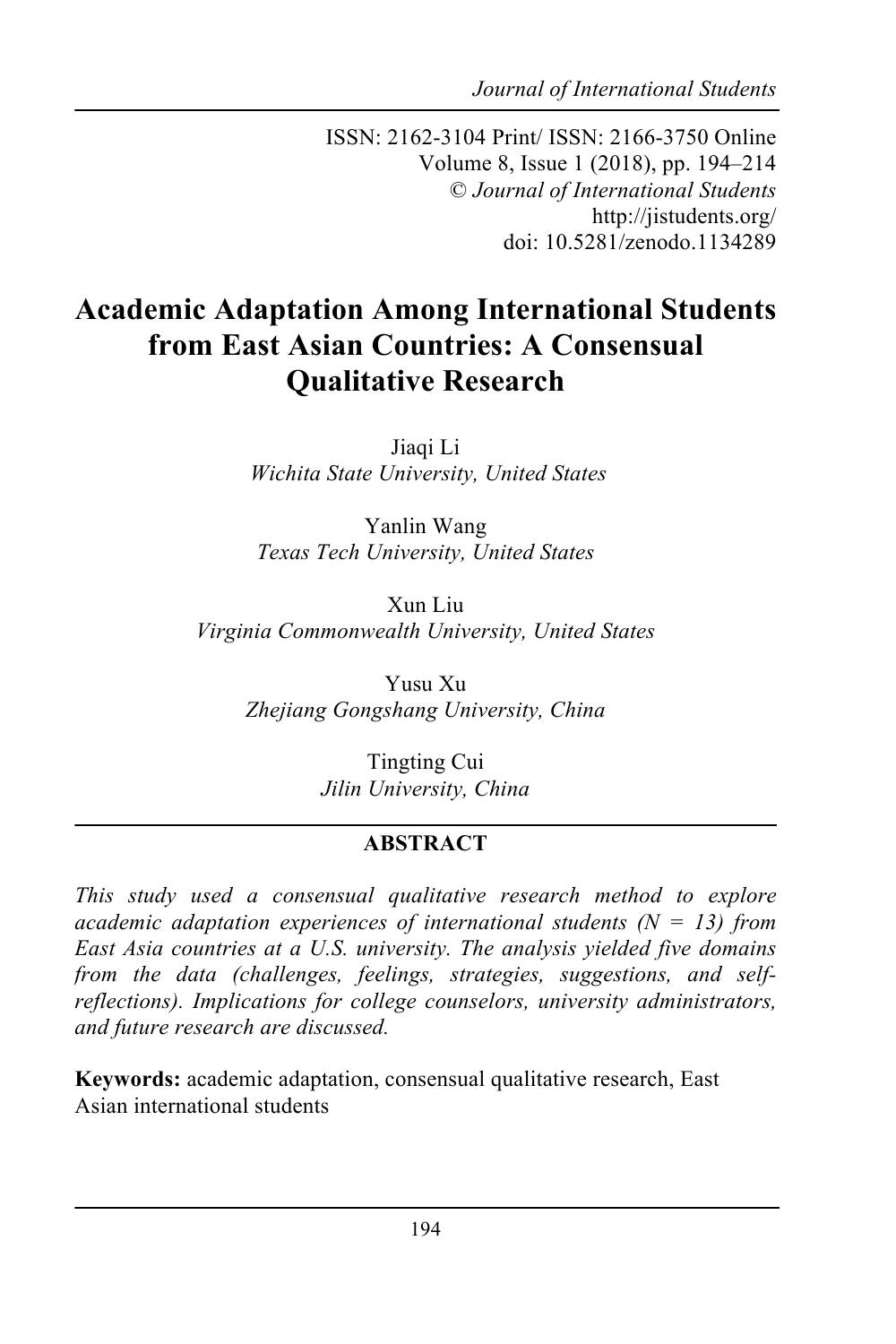ISSN: 2162-3104 Print/ ISSN: 2166-3750 Online
Volume 8, Issue 1 (2018), pp. 194–214
© *Journal of International Students*
http://jistudents.org/
doi: 10.5281/zenodo.1134289

# Academic Adaptation Among International Students from East Asian Countries: A Consensual Qualitative Research

Jiaqi Li
*Wichita State University, United States*

Yanlin Wang
*Texas Tech University, United States*

Xun Liu
*Virginia Commonwealth University, United States*

Yusu Xu
*Zhejiang Gongshang University, China*

Tingting Cui
*Jilin University, China*

## ABSTRACT

*This study used a consensual qualitative research method to explore academic adaptation experiences of international students (N = 13) from East Asia countries at a U.S. university. The analysis yielded five domains from the data (challenges, feelings, strategies, suggestions, and self-reflections). Implications for college counselors, university administrators, and future research are discussed.*

**Keywords:** academic adaptation, consensual qualitative research, East Asian international students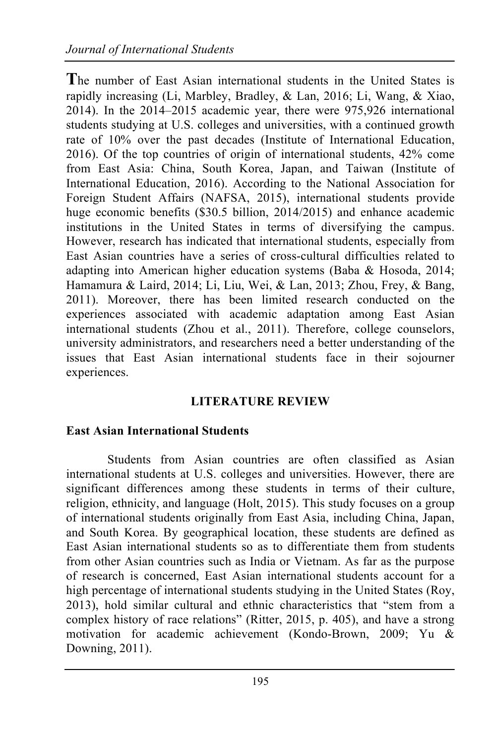The number of East Asian international students in the United States is rapidly increasing (Li, Marbley, Bradley, & Lan, 2016; Li, Wang, & Xiao, 2014). In the 2014–2015 academic year, there were 975,926 international students studying at U.S. colleges and universities, with a continued growth rate of 10% over the past decades (Institute of International Education, 2016). Of the top countries of origin of international students, 42% come from East Asia: China, South Korea, Japan, and Taiwan (Institute of International Education, 2016). According to the National Association for Foreign Student Affairs (NAFSA, 2015), international students provide huge economic benefits ($30.5 billion, 2014/2015) and enhance academic institutions in the United States in terms of diversifying the campus. However, research has indicated that international students, especially from East Asian countries have a series of cross-cultural difficulties related to adapting into American higher education systems (Baba & Hosoda, 2014; Hamamura & Laird, 2014; Li, Liu, Wei, & Lan, 2013; Zhou, Frey, & Bang, 2011). Moreover, there has been limited research conducted on the experiences associated with academic adaptation among East Asian international students (Zhou et al., 2011). Therefore, college counselors, university administrators, and researchers need a better understanding of the issues that East Asian international students face in their sojourner experiences.

## LITERATURE REVIEW

### East Asian International Students

Students from Asian countries are often classified as Asian international students at U.S. colleges and universities. However, there are significant differences among these students in terms of their culture, religion, ethnicity, and language (Holt, 2015). This study focuses on a group of international students originally from East Asia, including China, Japan, and South Korea. By geographical location, these students are defined as East Asian international students so as to differentiate them from students from other Asian countries such as India or Vietnam. As far as the purpose of research is concerned, East Asian international students account for a high percentage of international students studying in the United States (Roy, 2013), hold similar cultural and ethnic characteristics that "stem from a complex history of race relations" (Ritter, 2015, p. 405), and have a strong motivation for academic achievement (Kondo-Brown, 2009; Yu & Downing, 2011).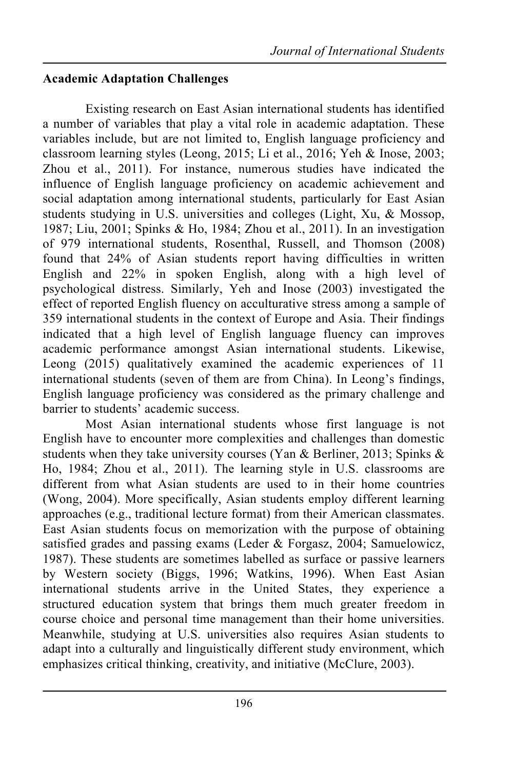**Academic Adaptation Challenges**

Existing research on East Asian international students has identified a number of variables that play a vital role in academic adaptation. These variables include, but are not limited to, English language proficiency and classroom learning styles (Leong, 2015; Li et al., 2016; Yeh & Inose, 2003; Zhou et al., 2011). For instance, numerous studies have indicated the influence of English language proficiency on academic achievement and social adaptation among international students, particularly for East Asian students studying in U.S. universities and colleges (Light, Xu, & Mossop, 1987; Liu, 2001; Spinks & Ho, 1984; Zhou et al., 2011). In an investigation of 979 international students, Rosenthal, Russell, and Thomson (2008) found that 24% of Asian students report having difficulties in written English and 22% in spoken English, along with a high level of psychological distress. Similarly, Yeh and Inose (2003) investigated the effect of reported English fluency on acculturative stress among a sample of 359 international students in the context of Europe and Asia. Their findings indicated that a high level of English language fluency can improves academic performance amongst Asian international students. Likewise, Leong (2015) qualitatively examined the academic experiences of 11 international students (seven of them are from China). In Leong's findings, English language proficiency was considered as the primary challenge and barrier to students' academic success.

Most Asian international students whose first language is not English have to encounter more complexities and challenges than domestic students when they take university courses (Yan & Berliner, 2013; Spinks & Ho, 1984; Zhou et al., 2011). The learning style in U.S. classrooms are different from what Asian students are used to in their home countries (Wong, 2004). More specifically, Asian students employ different learning approaches (e.g., traditional lecture format) from their American classmates. East Asian students focus on memorization with the purpose of obtaining satisfied grades and passing exams (Leder & Forgasz, 2004; Samuelowicz, 1987). These students are sometimes labelled as surface or passive learners by Western society (Biggs, 1996; Watkins, 1996). When East Asian international students arrive in the United States, they experience a structured education system that brings them much greater freedom in course choice and personal time management than their home universities. Meanwhile, studying at U.S. universities also requires Asian students to adapt into a culturally and linguistically different study environment, which emphasizes critical thinking, creativity, and initiative (McClure, 2003).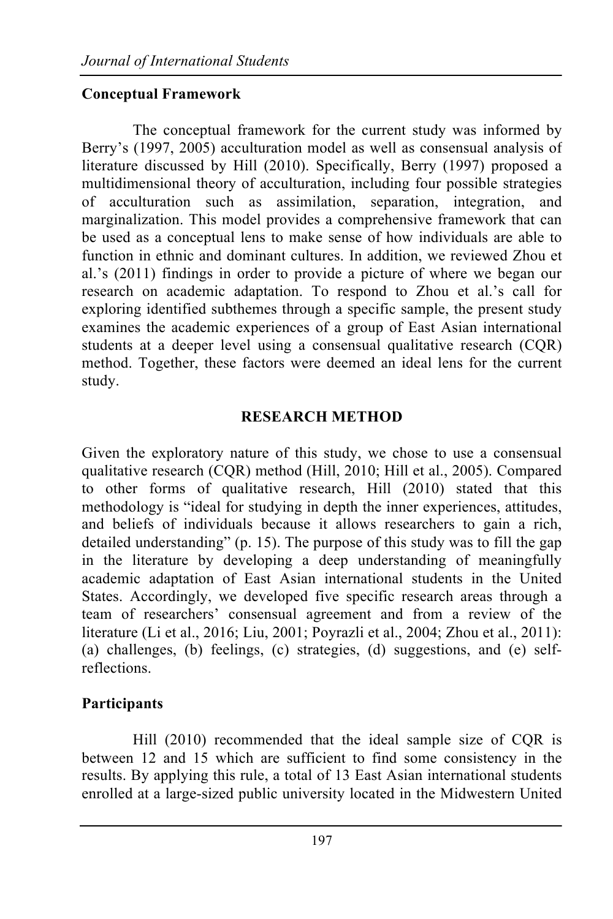### Conceptual Framework

The conceptual framework for the current study was informed by Berry's (1997, 2005) acculturation model as well as consensual analysis of literature discussed by Hill (2010). Specifically, Berry (1997) proposed a multidimensional theory of acculturation, including four possible strategies of acculturation such as assimilation, separation, integration, and marginalization. This model provides a comprehensive framework that can be used as a conceptual lens to make sense of how individuals are able to function in ethnic and dominant cultures. In addition, we reviewed Zhou et al.'s (2011) findings in order to provide a picture of where we began our research on academic adaptation. To respond to Zhou et al.'s call for exploring identified subthemes through a specific sample, the present study examines the academic experiences of a group of East Asian international students at a deeper level using a consensual qualitative research (CQR) method. Together, these factors were deemed an ideal lens for the current study.

## RESEARCH METHOD

Given the exploratory nature of this study, we chose to use a consensual qualitative research (CQR) method (Hill, 2010; Hill et al., 2005). Compared to other forms of qualitative research, Hill (2010) stated that this methodology is "ideal for studying in depth the inner experiences, attitudes, and beliefs of individuals because it allows researchers to gain a rich, detailed understanding" (p. 15). The purpose of this study was to fill the gap in the literature by developing a deep understanding of meaningfully academic adaptation of East Asian international students in the United States. Accordingly, we developed five specific research areas through a team of researchers' consensual agreement and from a review of the literature (Li et al., 2016; Liu, 2001; Poyrazli et al., 2004; Zhou et al., 2011): (a) challenges, (b) feelings, (c) strategies, (d) suggestions, and (e) self-reflections.

### Participants

Hill (2010) recommended that the ideal sample size of CQR is between 12 and 15 which are sufficient to find some consistency in the results. By applying this rule, a total of 13 East Asian international students enrolled at a large-sized public university located in the Midwestern United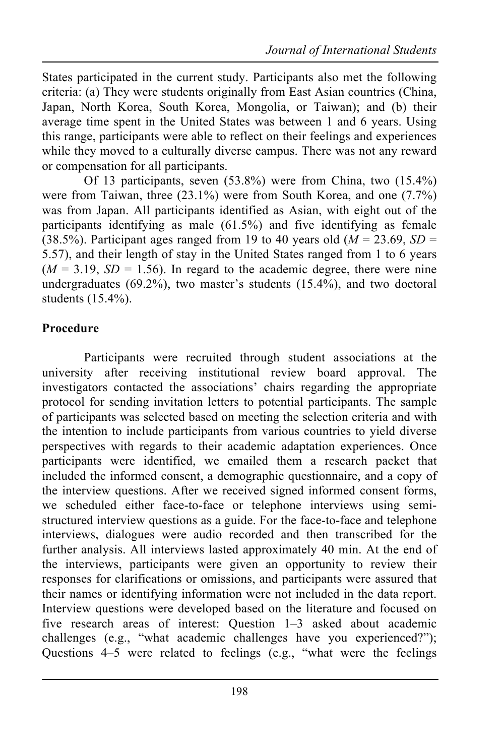States participated in the current study. Participants also met the following criteria: (a) They were students originally from East Asian countries (China, Japan, North Korea, South Korea, Mongolia, or Taiwan); and (b) their average time spent in the United States was between 1 and 6 years. Using this range, participants were able to reflect on their feelings and experiences while they moved to a culturally diverse campus. There was not any reward or compensation for all participants.

Of 13 participants, seven (53.8%) were from China, two (15.4%) were from Taiwan, three (23.1%) were from South Korea, and one (7.7%) was from Japan. All participants identified as Asian, with eight out of the participants identifying as male (61.5%) and five identifying as female (38.5%). Participant ages ranged from 19 to 40 years old ($M$ = 23.69, $SD$ = 5.57), and their length of stay in the United States ranged from 1 to 6 years ($M$ = 3.19, $SD$ = 1.56). In regard to the academic degree, there were nine undergraduates (69.2%), two master's students (15.4%), and two doctoral students (15.4%).

## Procedure

Participants were recruited through student associations at the university after receiving institutional review board approval. The investigators contacted the associations' chairs regarding the appropriate protocol for sending invitation letters to potential participants. The sample of participants was selected based on meeting the selection criteria and with the intention to include participants from various countries to yield diverse perspectives with regards to their academic adaptation experiences. Once participants were identified, we emailed them a research packet that included the informed consent, a demographic questionnaire, and a copy of the interview questions. After we received signed informed consent forms, we scheduled either face-to-face or telephone interviews using semi-structured interview questions as a guide. For the face-to-face and telephone interviews, dialogues were audio recorded and then transcribed for the further analysis. All interviews lasted approximately 40 min. At the end of the interviews, participants were given an opportunity to review their responses for clarifications or omissions, and participants were assured that their names or identifying information were not included in the data report. Interview questions were developed based on the literature and focused on five research areas of interest: Question 1–3 asked about academic challenges (e.g., "what academic challenges have you experienced?"); Questions 4–5 were related to feelings (e.g., "what were the feelings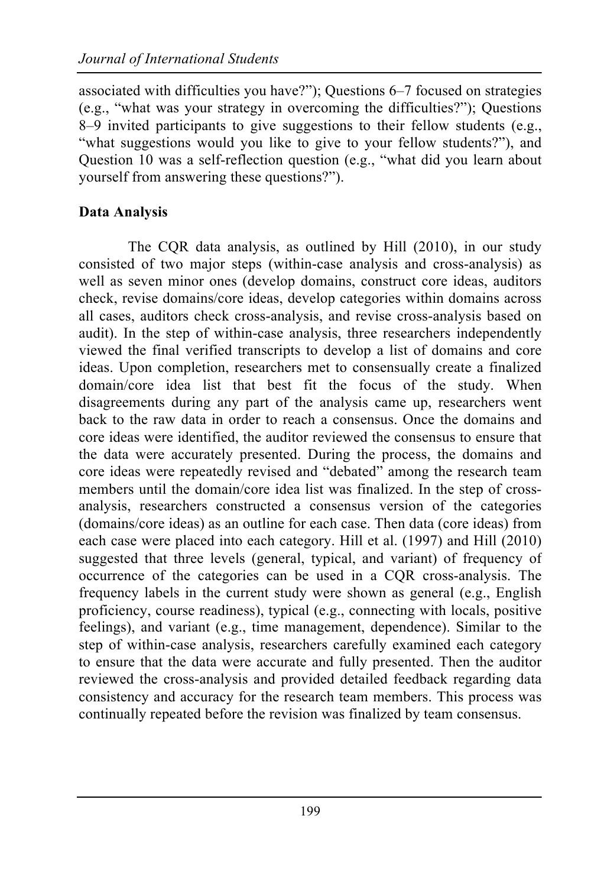associated with difficulties you have?"); Questions 6–7 focused on strategies (e.g., "what was your strategy in overcoming the difficulties?"); Questions 8–9 invited participants to give suggestions to their fellow students (e.g., "what suggestions would you like to give to your fellow students?"), and Question 10 was a self-reflection question (e.g., "what did you learn about yourself from answering these questions?").

**Data Analysis**

The CQR data analysis, as outlined by Hill (2010), in our study consisted of two major steps (within-case analysis and cross-analysis) as well as seven minor ones (develop domains, construct core ideas, auditors check, revise domains/core ideas, develop categories within domains across all cases, auditors check cross-analysis, and revise cross-analysis based on audit). In the step of within-case analysis, three researchers independently viewed the final verified transcripts to develop a list of domains and core ideas. Upon completion, researchers met to consensually create a finalized domain/core idea list that best fit the focus of the study. When disagreements during any part of the analysis came up, researchers went back to the raw data in order to reach a consensus. Once the domains and core ideas were identified, the auditor reviewed the consensus to ensure that the data were accurately presented. During the process, the domains and core ideas were repeatedly revised and "debated" among the research team members until the domain/core idea list was finalized. In the step of cross-analysis, researchers constructed a consensus version of the categories (domains/core ideas) as an outline for each case. Then data (core ideas) from each case were placed into each category. Hill et al. (1997) and Hill (2010) suggested that three levels (general, typical, and variant) of frequency of occurrence of the categories can be used in a CQR cross-analysis. The frequency labels in the current study were shown as general (e.g., English proficiency, course readiness), typical (e.g., connecting with locals, positive feelings), and variant (e.g., time management, dependence). Similar to the step of within-case analysis, researchers carefully examined each category to ensure that the data were accurate and fully presented. Then the auditor reviewed the cross-analysis and provided detailed feedback regarding data consistency and accuracy for the research team members. This process was continually repeated before the revision was finalized by team consensus.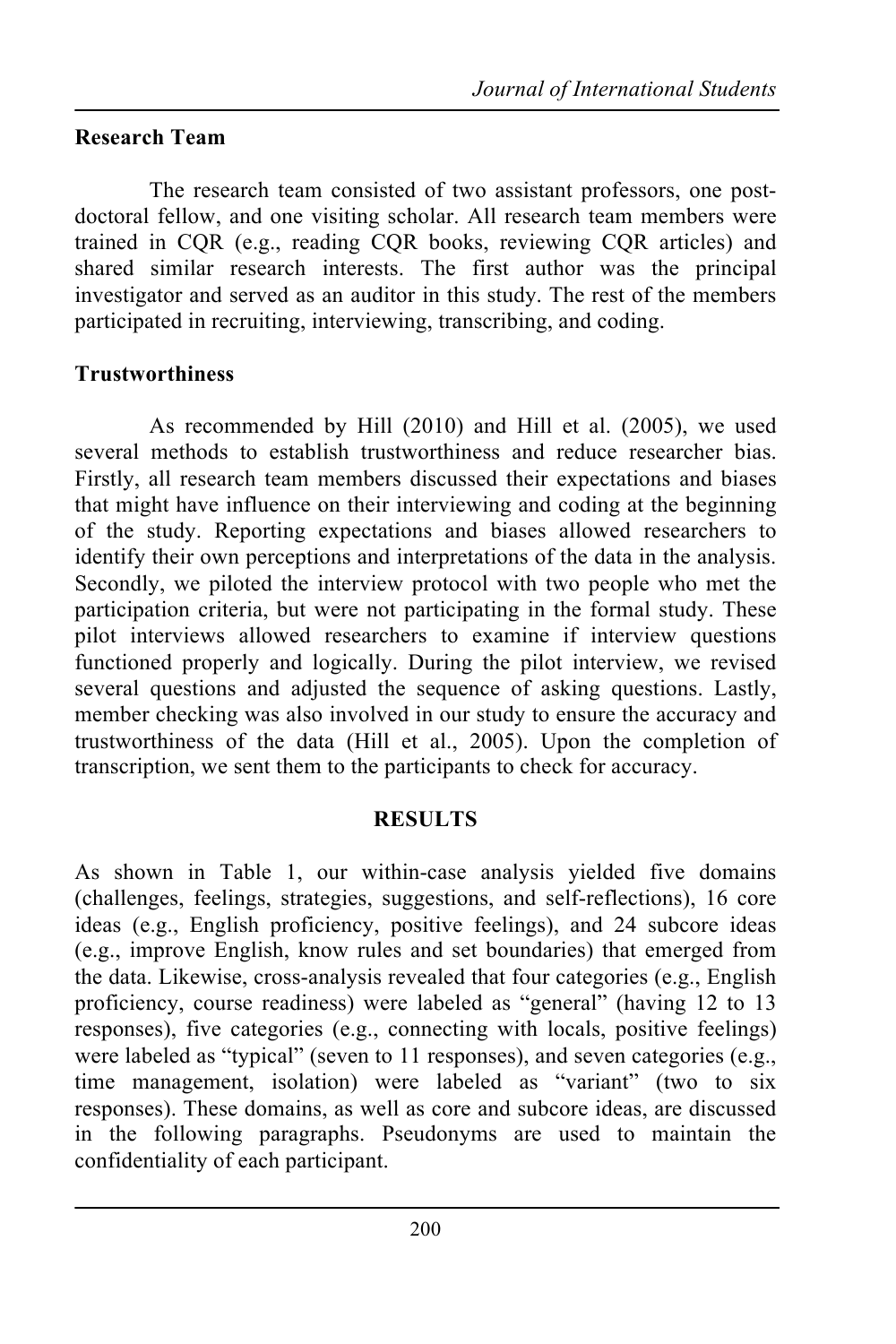### Research Team

The research team consisted of two assistant professors, one post-doctoral fellow, and one visiting scholar. All research team members were trained in CQR (e.g., reading CQR books, reviewing CQR articles) and shared similar research interests. The first author was the principal investigator and served as an auditor in this study. The rest of the members participated in recruiting, interviewing, transcribing, and coding.

### Trustworthiness

As recommended by Hill (2010) and Hill et al. (2005), we used several methods to establish trustworthiness and reduce researcher bias. Firstly, all research team members discussed their expectations and biases that might have influence on their interviewing and coding at the beginning of the study. Reporting expectations and biases allowed researchers to identify their own perceptions and interpretations of the data in the analysis. Secondly, we piloted the interview protocol with two people who met the participation criteria, but were not participating in the formal study. These pilot interviews allowed researchers to examine if interview questions functioned properly and logically. During the pilot interview, we revised several questions and adjusted the sequence of asking questions. Lastly, member checking was also involved in our study to ensure the accuracy and trustworthiness of the data (Hill et al., 2005). Upon the completion of transcription, we sent them to the participants to check for accuracy.

## RESULTS

As shown in Table 1, our within-case analysis yielded five domains (challenges, feelings, strategies, suggestions, and self-reflections), 16 core ideas (e.g., English proficiency, positive feelings), and 24 subcore ideas (e.g., improve English, know rules and set boundaries) that emerged from the data. Likewise, cross-analysis revealed that four categories (e.g., English proficiency, course readiness) were labeled as "general" (having 12 to 13 responses), five categories (e.g., connecting with locals, positive feelings) were labeled as "typical" (seven to 11 responses), and seven categories (e.g., time management, isolation) were labeled as "variant" (two to six responses). These domains, as well as core and subcore ideas, are discussed in the following paragraphs. Pseudonyms are used to maintain the confidentiality of each participant.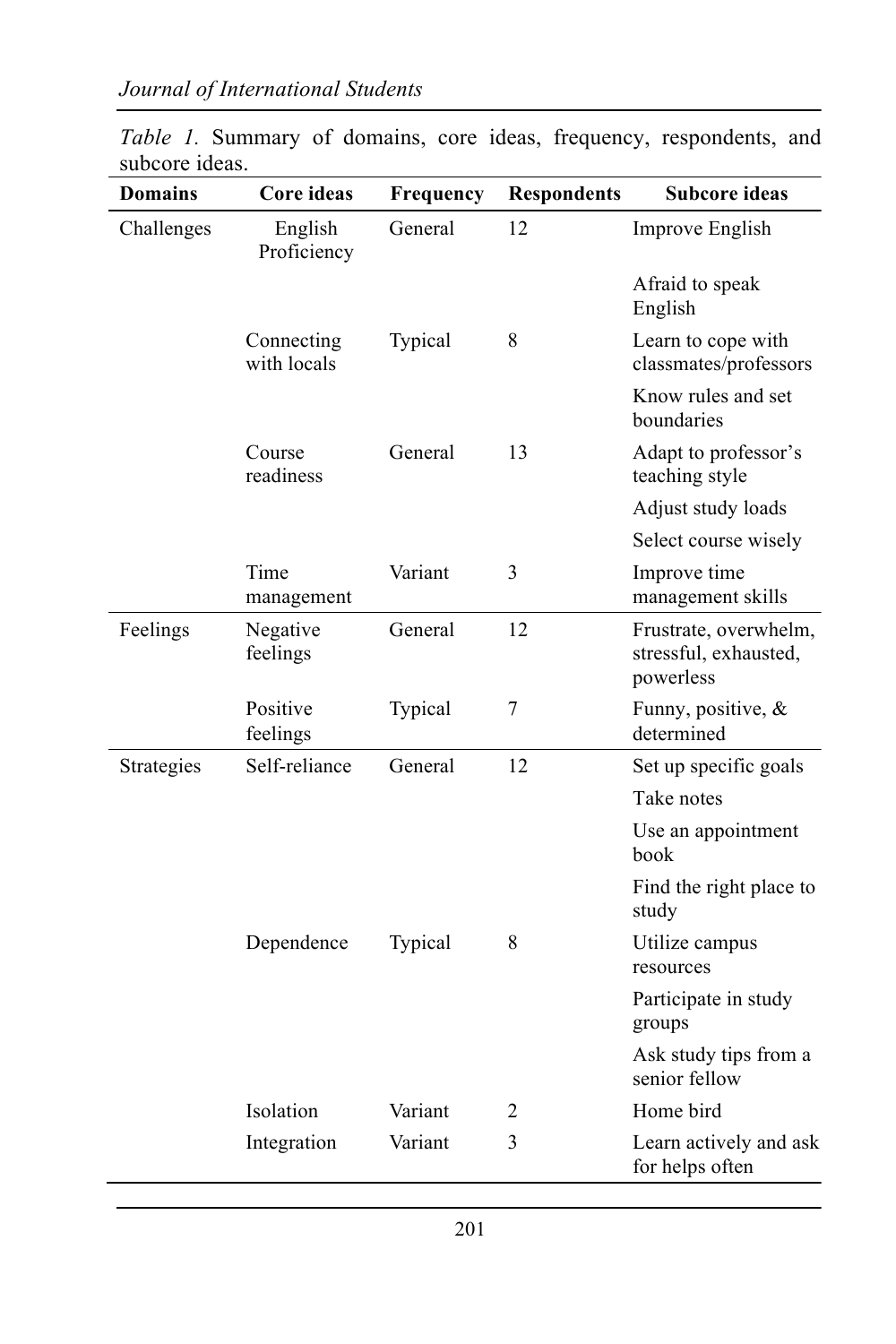*Table 1.* Summary of domains, core ideas, frequency, respondents, and subcore ideas.

| Domains | Core ideas | Frequency | Respondents | Subcore ideas |
|---|---|---|---|---|
| Challenges | English Proficiency | General | 12 | Improve English |
| | | | | Afraid to speak English |
| | Connecting with locals | Typical | 8 | Learn to cope with classmates/professors |
| | | | | Know rules and set boundaries |
| | Course readiness | General | 13 | Adapt to professor's teaching style |
| | | | | Adjust study loads |
| | | | | Select course wisely |
| | Time management | Variant | 3 | Improve time management skills |
| Feelings | Negative feelings | General | 12 | Frustrate, overwhelm, stressful, exhausted, powerless |
| | Positive feelings | Typical | 7 | Funny, positive, & determined |
| Strategies | Self-reliance | General | 12 | Set up specific goals |
| | | | | Take notes |
| | | | | Use an appointment book |
| | | | | Find the right place to study |
| | Dependence | Typical | 8 | Utilize campus resources |
| | | | | Participate in study groups |
| | | | | Ask study tips from a senior fellow |
| | Isolation | Variant | 2 | Home bird |
| | Integration | Variant | 3 | Learn actively and ask for helps often |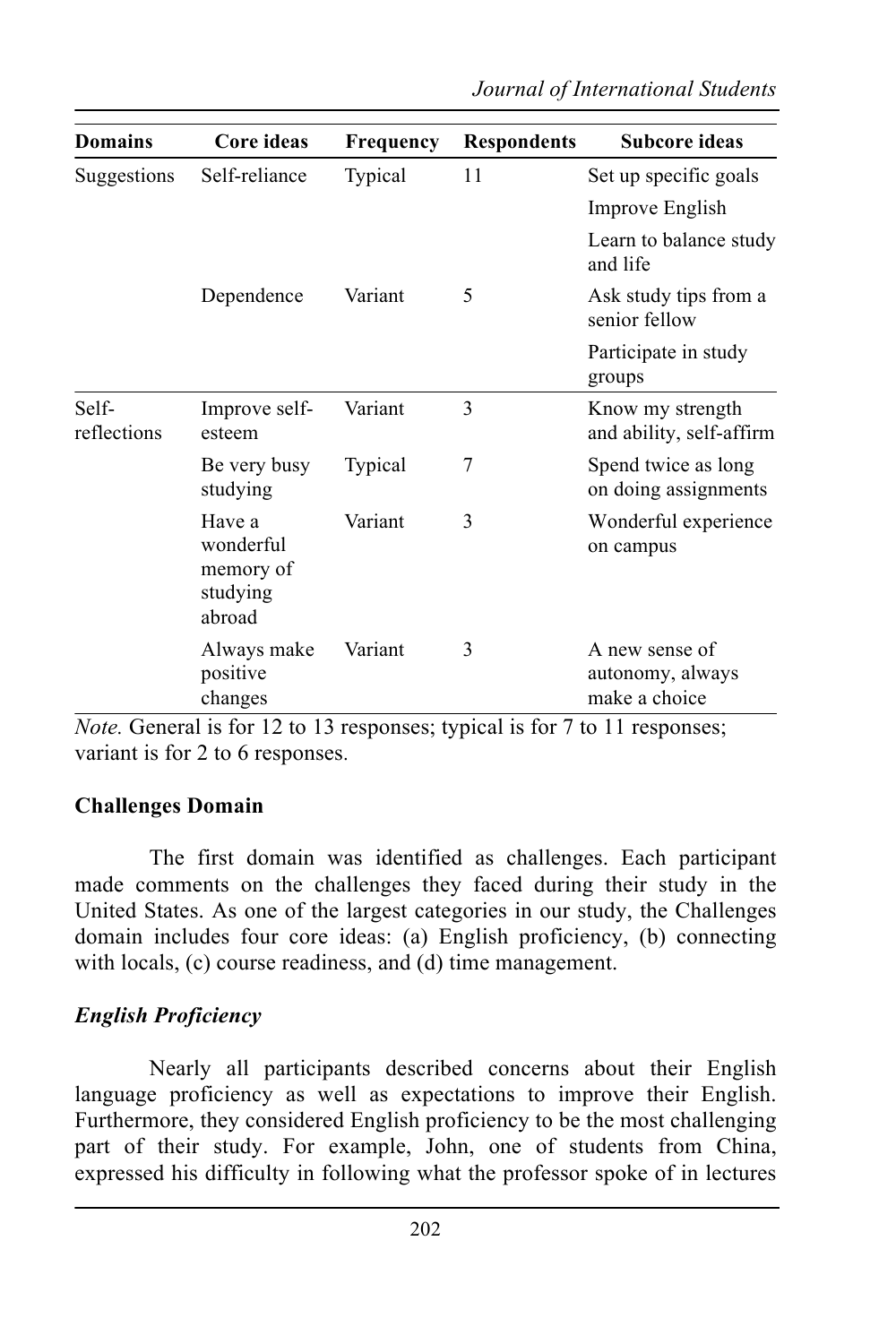| Domains | Core ideas | Frequency | Respondents | Subcore ideas |
|---|---|---|---|---|
| Suggestions | Self-reliance | Typical | 11 | Set up specific goals |
| | | | | Improve English |
| | | | | Learn to balance study and life |
| | Dependence | Variant | 5 | Ask study tips from a senior fellow |
| | | | | Participate in study groups |
| Self-reflections | Improve self-esteem | Variant | 3 | Know my strength and ability, self-affirm |
| | Be very busy studying | Typical | 7 | Spend twice as long on doing assignments |
| | Have a wonderful memory of studying abroad | Variant | 3 | Wonderful experience on campus |
| | Always make positive changes | Variant | 3 | A new sense of autonomy, always make a choice |

*Note.* General is for 12 to 13 responses; typical is for 7 to 11 responses; variant is for 2 to 6 responses.

### Challenges Domain

The first domain was identified as challenges. Each participant made comments on the challenges they faced during their study in the United States. As one of the largest categories in our study, the Challenges domain includes four core ideas: (a) English proficiency, (b) connecting with locals, (c) course readiness, and (d) time management.

#### *English Proficiency*

Nearly all participants described concerns about their English language proficiency as well as expectations to improve their English. Furthermore, they considered English proficiency to be the most challenging part of their study. For example, John, one of students from China, expressed his difficulty in following what the professor spoke of in lectures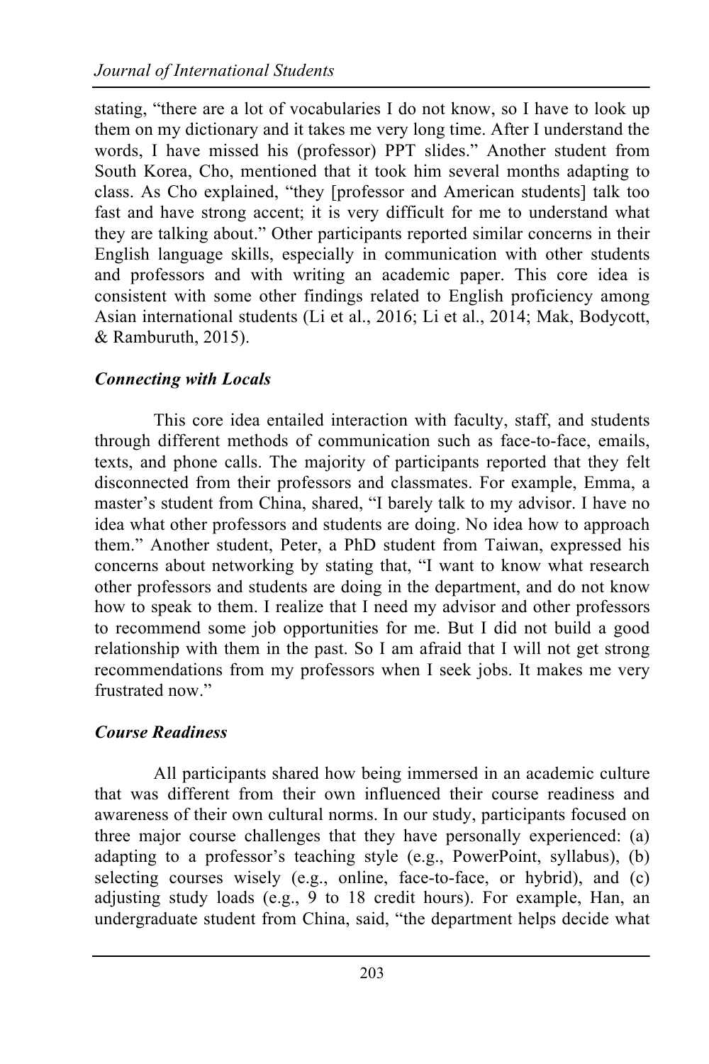stating, "there are a lot of vocabularies I do not know, so I have to look up them on my dictionary and it takes me very long time. After I understand the words, I have missed his (professor) PPT slides." Another student from South Korea, Cho, mentioned that it took him several months adapting to class. As Cho explained, "they [professor and American students] talk too fast and have strong accent; it is very difficult for me to understand what they are talking about." Other participants reported similar concerns in their English language skills, especially in communication with other students and professors and with writing an academic paper. This core idea is consistent with some other findings related to English proficiency among Asian international students (Li et al., 2016; Li et al., 2014; Mak, Bodycott, & Ramburuth, 2015).

### *Connecting with Locals*

This core idea entailed interaction with faculty, staff, and students through different methods of communication such as face-to-face, emails, texts, and phone calls. The majority of participants reported that they felt disconnected from their professors and classmates. For example, Emma, a master's student from China, shared, "I barely talk to my advisor. I have no idea what other professors and students are doing. No idea how to approach them." Another student, Peter, a PhD student from Taiwan, expressed his concerns about networking by stating that, "I want to know what research other professors and students are doing in the department, and do not know how to speak to them. I realize that I need my advisor and other professors to recommend some job opportunities for me. But I did not build a good relationship with them in the past. So I am afraid that I will not get strong recommendations from my professors when I seek jobs. It makes me very frustrated now."

### *Course Readiness*

All participants shared how being immersed in an academic culture that was different from their own influenced their course readiness and awareness of their own cultural norms. In our study, participants focused on three major course challenges that they have personally experienced: (a) adapting to a professor's teaching style (e.g., PowerPoint, syllabus), (b) selecting courses wisely (e.g., online, face-to-face, or hybrid), and (c) adjusting study loads (e.g., 9 to 18 credit hours). For example, Han, an undergraduate student from China, said, "the department helps decide what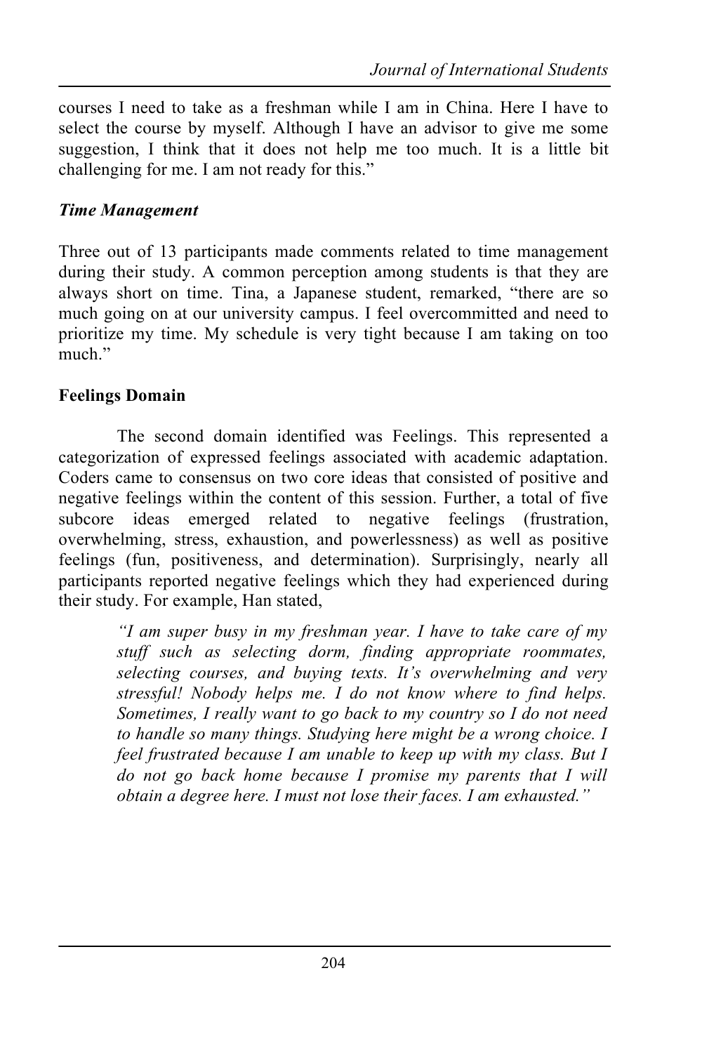courses I need to take as a freshman while I am in China. Here I have to select the course by myself. Although I have an advisor to give me some suggestion, I think that it does not help me too much. It is a little bit challenging for me. I am not ready for this."

### *Time Management*

Three out of 13 participants made comments related to time management during their study. A common perception among students is that they are always short on time. Tina, a Japanese student, remarked, "there are so much going on at our university campus. I feel overcommitted and need to prioritize my time. My schedule is very tight because I am taking on too much."

### Feelings Domain

The second domain identified was Feelings. This represented a categorization of expressed feelings associated with academic adaptation. Coders came to consensus on two core ideas that consisted of positive and negative feelings within the content of this session. Further, a total of five subcore ideas emerged related to negative feelings (frustration, overwhelming, stress, exhaustion, and powerlessness) as well as positive feelings (fun, positiveness, and determination). Surprisingly, nearly all participants reported negative feelings which they had experienced during their study. For example, Han stated,

> *"I am super busy in my freshman year. I have to take care of my stuff such as selecting dorm, finding appropriate roommates, selecting courses, and buying texts. It's overwhelming and very stressful! Nobody helps me. I do not know where to find helps. Sometimes, I really want to go back to my country so I do not need to handle so many things. Studying here might be a wrong choice. I feel frustrated because I am unable to keep up with my class. But I do not go back home because I promise my parents that I will obtain a degree here. I must not lose their faces. I am exhausted."*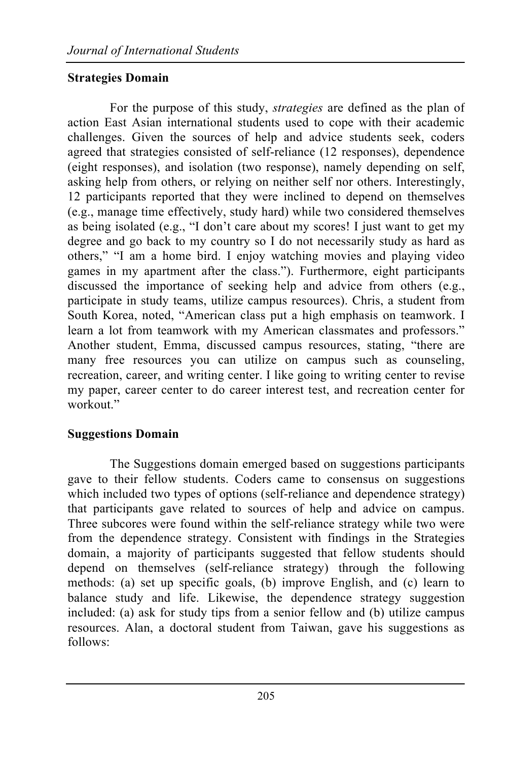**Strategies Domain**

For the purpose of this study, *strategies* are defined as the plan of action East Asian international students used to cope with their academic challenges. Given the sources of help and advice students seek, coders agreed that strategies consisted of self-reliance (12 responses), dependence (eight responses), and isolation (two response), namely depending on self, asking help from others, or relying on neither self nor others. Interestingly, 12 participants reported that they were inclined to depend on themselves (e.g., manage time effectively, study hard) while two considered themselves as being isolated (e.g., "I don't care about my scores! I just want to get my degree and go back to my country so I do not necessarily study as hard as others," "I am a home bird. I enjoy watching movies and playing video games in my apartment after the class."). Furthermore, eight participants discussed the importance of seeking help and advice from others (e.g., participate in study teams, utilize campus resources). Chris, a student from South Korea, noted, "American class put a high emphasis on teamwork. I learn a lot from teamwork with my American classmates and professors." Another student, Emma, discussed campus resources, stating, "there are many free resources you can utilize on campus such as counseling, recreation, career, and writing center. I like going to writing center to revise my paper, career center to do career interest test, and recreation center for workout."

**Suggestions Domain**

The Suggestions domain emerged based on suggestions participants gave to their fellow students. Coders came to consensus on suggestions which included two types of options (self-reliance and dependence strategy) that participants gave related to sources of help and advice on campus. Three subcores were found within the self-reliance strategy while two were from the dependence strategy. Consistent with findings in the Strategies domain, a majority of participants suggested that fellow students should depend on themselves (self-reliance strategy) through the following methods: (a) set up specific goals, (b) improve English, and (c) learn to balance study and life. Likewise, the dependence strategy suggestion included: (a) ask for study tips from a senior fellow and (b) utilize campus resources. Alan, a doctoral student from Taiwan, gave his suggestions as follows: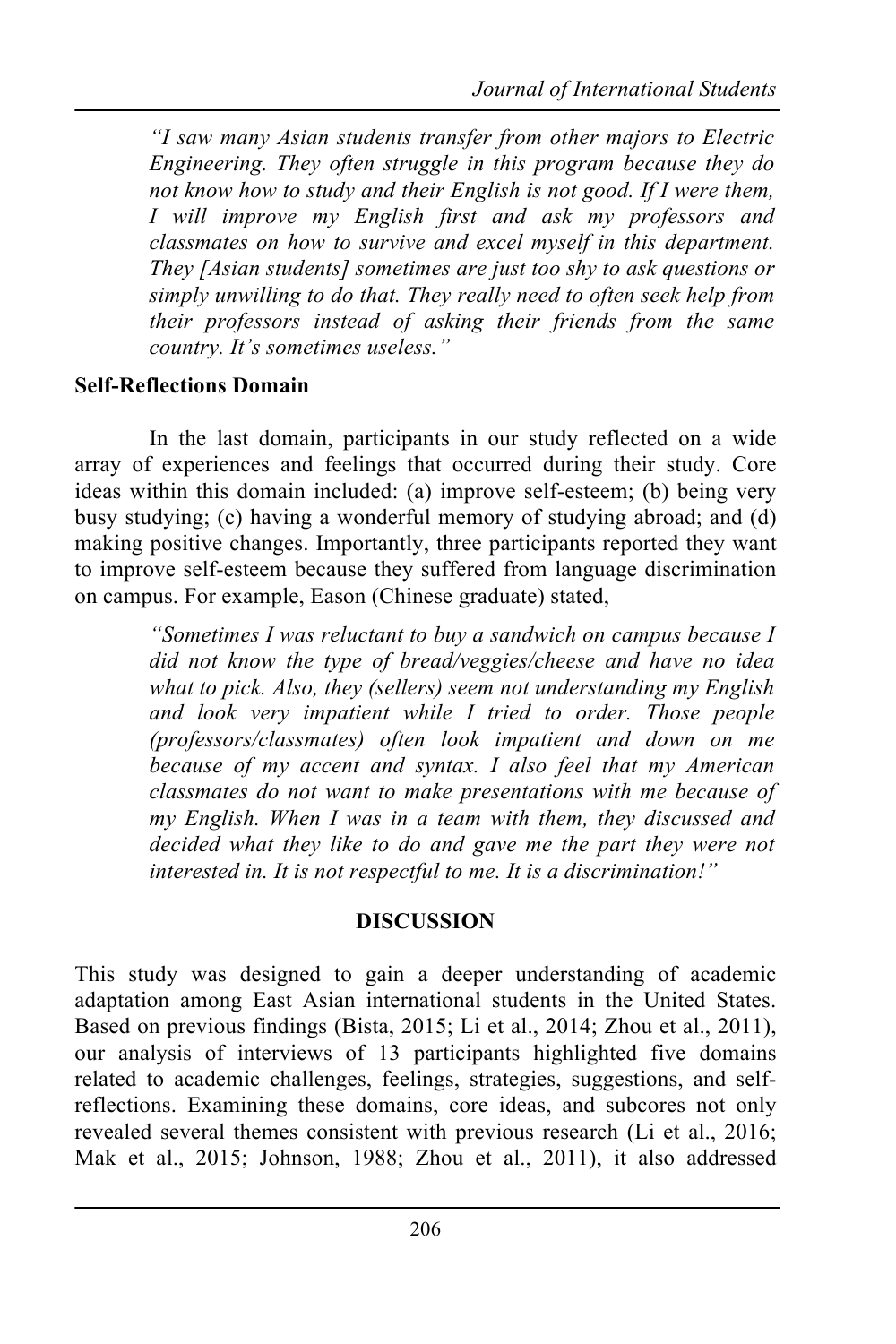> *"I saw many Asian students transfer from other majors to Electric Engineering. They often struggle in this program because they do not know how to study and their English is not good. If I were them, I will improve my English first and ask my professors and classmates on how to survive and excel myself in this department. They [Asian students] sometimes are just too shy to ask questions or simply unwilling to do that. They really need to often seek help from their professors instead of asking their friends from the same country. It's sometimes useless."*

**Self-Reflections Domain**

In the last domain, participants in our study reflected on a wide array of experiences and feelings that occurred during their study. Core ideas within this domain included: (a) improve self-esteem; (b) being very busy studying; (c) having a wonderful memory of studying abroad; and (d) making positive changes. Importantly, three participants reported they want to improve self-esteem because they suffered from language discrimination on campus. For example, Eason (Chinese graduate) stated,

> *"Sometimes I was reluctant to buy a sandwich on campus because I did not know the type of bread/veggies/cheese and have no idea what to pick. Also, they (sellers) seem not understanding my English and look very impatient while I tried to order. Those people (professors/classmates) often look impatient and down on me because of my accent and syntax. I also feel that my American classmates do not want to make presentations with me because of my English. When I was in a team with them, they discussed and decided what they like to do and gave me the part they were not interested in. It is not respectful to me. It is a discrimination!"*

## DISCUSSION

This study was designed to gain a deeper understanding of academic adaptation among East Asian international students in the United States. Based on previous findings (Bista, 2015; Li et al., 2014; Zhou et al., 2011), our analysis of interviews of 13 participants highlighted five domains related to academic challenges, feelings, strategies, suggestions, and self-reflections. Examining these domains, core ideas, and subcores not only revealed several themes consistent with previous research (Li et al., 2016; Mak et al., 2015; Johnson, 1988; Zhou et al., 2011), it also addressed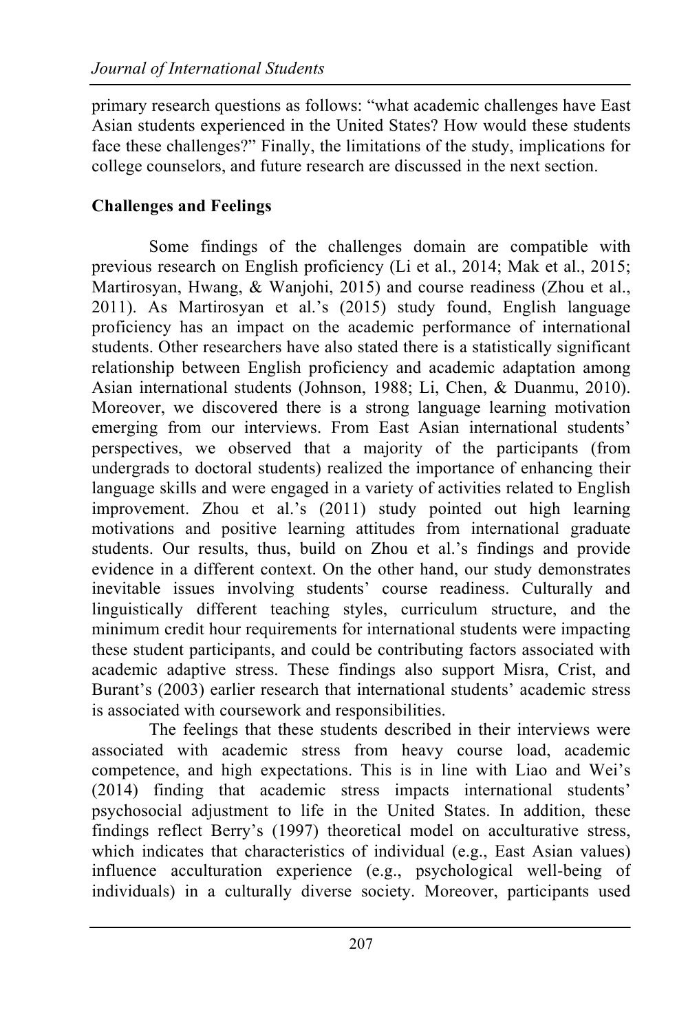primary research questions as follows: "what academic challenges have East Asian students experienced in the United States? How would these students face these challenges?" Finally, the limitations of the study, implications for college counselors, and future research are discussed in the next section.

**Challenges and Feelings**

Some findings of the challenges domain are compatible with previous research on English proficiency (Li et al., 2014; Mak et al., 2015; Martirosyan, Hwang, & Wanjohi, 2015) and course readiness (Zhou et al., 2011). As Martirosyan et al.'s (2015) study found, English language proficiency has an impact on the academic performance of international students. Other researchers have also stated there is a statistically significant relationship between English proficiency and academic adaptation among Asian international students (Johnson, 1988; Li, Chen, & Duanmu, 2010). Moreover, we discovered there is a strong language learning motivation emerging from our interviews. From East Asian international students' perspectives, we observed that a majority of the participants (from undergrads to doctoral students) realized the importance of enhancing their language skills and were engaged in a variety of activities related to English improvement. Zhou et al.'s (2011) study pointed out high learning motivations and positive learning attitudes from international graduate students. Our results, thus, build on Zhou et al.'s findings and provide evidence in a different context. On the other hand, our study demonstrates inevitable issues involving students' course readiness. Culturally and linguistically different teaching styles, curriculum structure, and the minimum credit hour requirements for international students were impacting these student participants, and could be contributing factors associated with academic adaptive stress. These findings also support Misra, Crist, and Burant's (2003) earlier research that international students' academic stress is associated with coursework and responsibilities.

The feelings that these students described in their interviews were associated with academic stress from heavy course load, academic competence, and high expectations. This is in line with Liao and Wei's (2014) finding that academic stress impacts international students' psychosocial adjustment to life in the United States. In addition, these findings reflect Berry's (1997) theoretical model on acculturative stress, which indicates that characteristics of individual (e.g., East Asian values) influence acculturation experience (e.g., psychological well-being of individuals) in a culturally diverse society. Moreover, participants used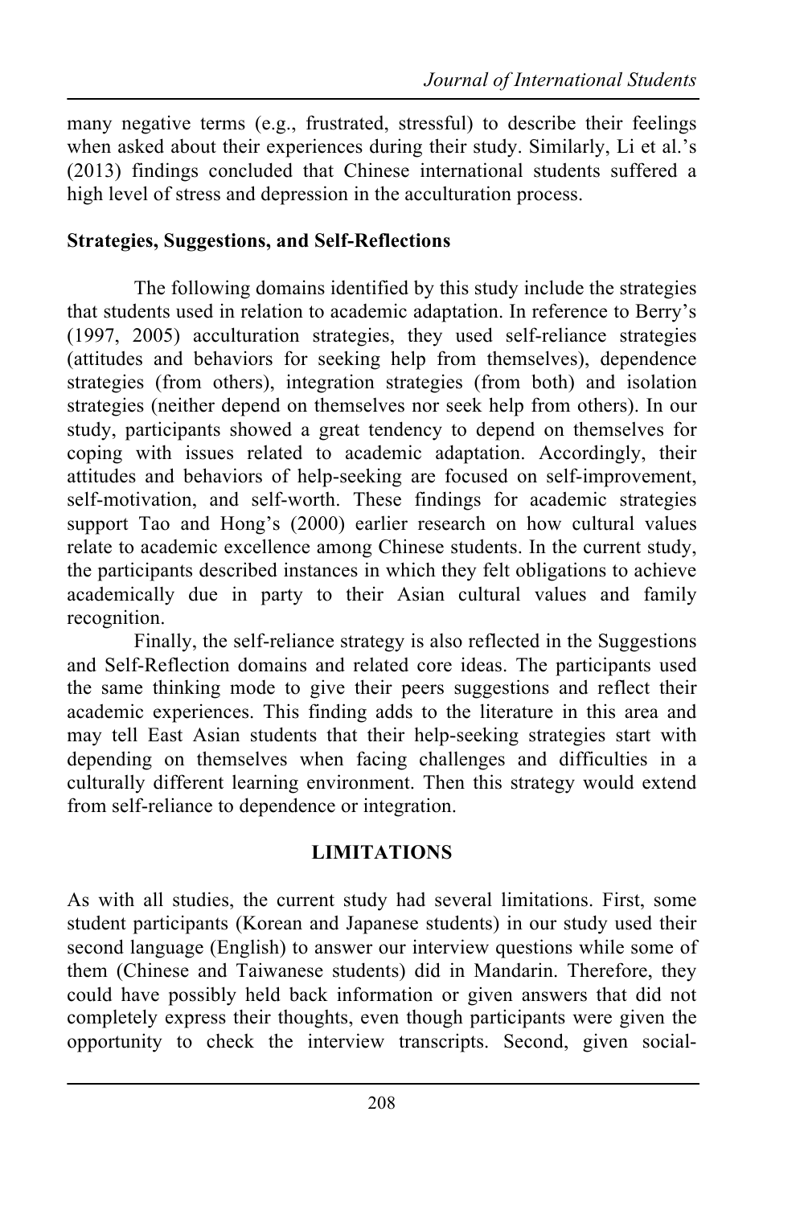many negative terms (e.g., frustrated, stressful) to describe their feelings when asked about their experiences during their study. Similarly, Li et al.'s (2013) findings concluded that Chinese international students suffered a high level of stress and depression in the acculturation process.

**Strategies, Suggestions, and Self-Reflections**

The following domains identified by this study include the strategies that students used in relation to academic adaptation. In reference to Berry's (1997, 2005) acculturation strategies, they used self-reliance strategies (attitudes and behaviors for seeking help from themselves), dependence strategies (from others), integration strategies (from both) and isolation strategies (neither depend on themselves nor seek help from others). In our study, participants showed a great tendency to depend on themselves for coping with issues related to academic adaptation. Accordingly, their attitudes and behaviors of help-seeking are focused on self-improvement, self-motivation, and self-worth. These findings for academic strategies support Tao and Hong's (2000) earlier research on how cultural values relate to academic excellence among Chinese students. In the current study, the participants described instances in which they felt obligations to achieve academically due in party to their Asian cultural values and family recognition.

Finally, the self-reliance strategy is also reflected in the Suggestions and Self-Reflection domains and related core ideas. The participants used the same thinking mode to give their peers suggestions and reflect their academic experiences. This finding adds to the literature in this area and may tell East Asian students that their help-seeking strategies start with depending on themselves when facing challenges and difficulties in a culturally different learning environment. Then this strategy would extend from self-reliance to dependence or integration.

## LIMITATIONS

As with all studies, the current study had several limitations. First, some student participants (Korean and Japanese students) in our study used their second language (English) to answer our interview questions while some of them (Chinese and Taiwanese students) did in Mandarin. Therefore, they could have possibly held back information or given answers that did not completely express their thoughts, even though participants were given the opportunity to check the interview transcripts. Second, given social-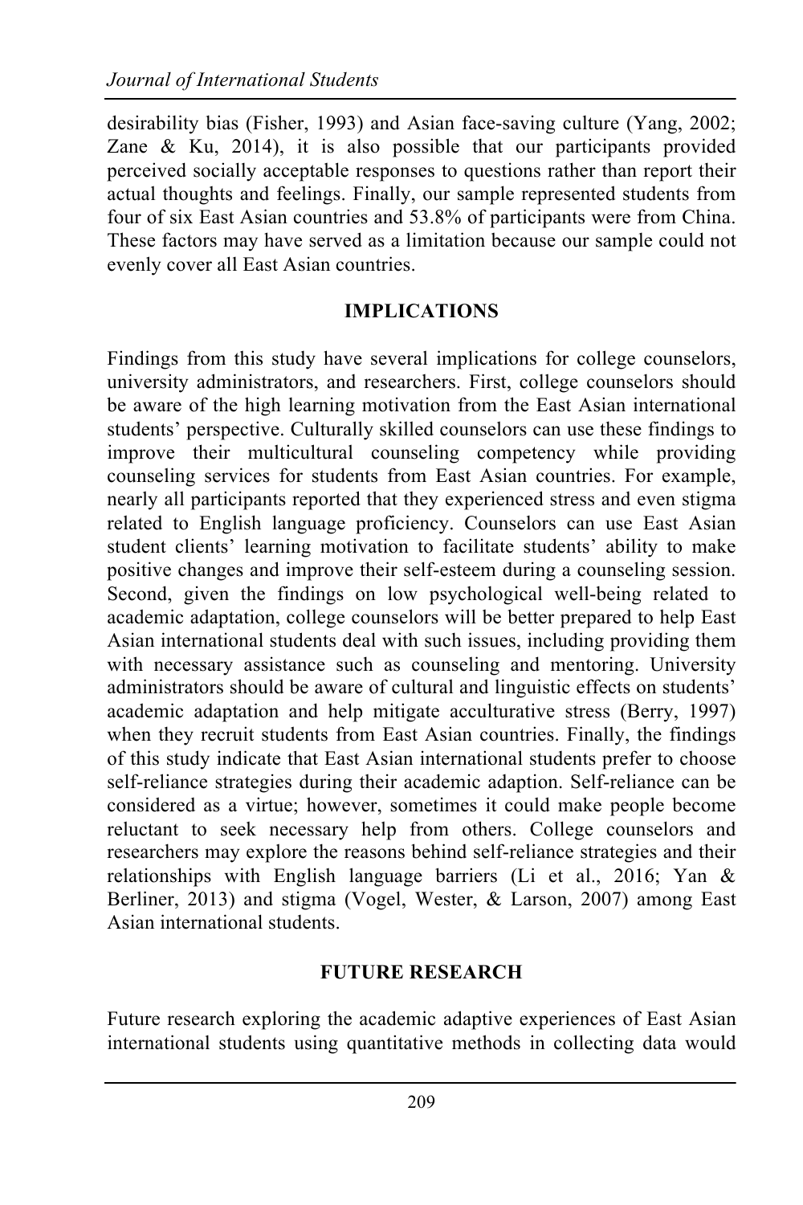desirability bias (Fisher, 1993) and Asian face-saving culture (Yang, 2002; Zane & Ku, 2014), it is also possible that our participants provided perceived socially acceptable responses to questions rather than report their actual thoughts and feelings. Finally, our sample represented students from four of six East Asian countries and 53.8% of participants were from China. These factors may have served as a limitation because our sample could not evenly cover all East Asian countries.

## IMPLICATIONS

Findings from this study have several implications for college counselors, university administrators, and researchers. First, college counselors should be aware of the high learning motivation from the East Asian international students' perspective. Culturally skilled counselors can use these findings to improve their multicultural counseling competency while providing counseling services for students from East Asian countries. For example, nearly all participants reported that they experienced stress and even stigma related to English language proficiency. Counselors can use East Asian student clients' learning motivation to facilitate students' ability to make positive changes and improve their self-esteem during a counseling session. Second, given the findings on low psychological well-being related to academic adaptation, college counselors will be better prepared to help East Asian international students deal with such issues, including providing them with necessary assistance such as counseling and mentoring. University administrators should be aware of cultural and linguistic effects on students' academic adaptation and help mitigate acculturative stress (Berry, 1997) when they recruit students from East Asian countries. Finally, the findings of this study indicate that East Asian international students prefer to choose self-reliance strategies during their academic adaption. Self-reliance can be considered as a virtue; however, sometimes it could make people become reluctant to seek necessary help from others. College counselors and researchers may explore the reasons behind self-reliance strategies and their relationships with English language barriers (Li et al., 2016; Yan & Berliner, 2013) and stigma (Vogel, Wester, & Larson, 2007) among East Asian international students.

## FUTURE RESEARCH

Future research exploring the academic adaptive experiences of East Asian international students using quantitative methods in collecting data would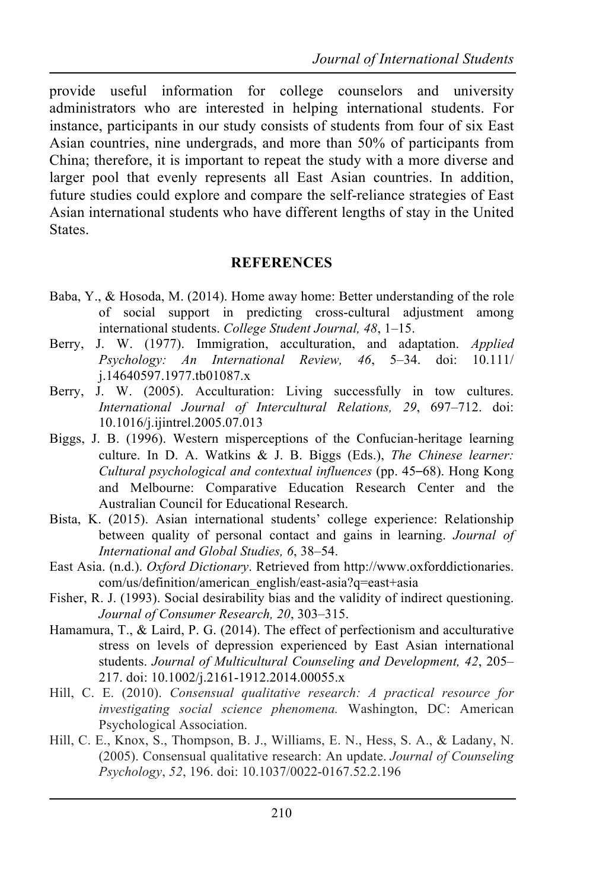provide useful information for college counselors and university administrators who are interested in helping international students. For instance, participants in our study consists of students from four of six East Asian countries, nine undergrads, and more than 50% of participants from China; therefore, it is important to repeat the study with a more diverse and larger pool that evenly represents all East Asian countries. In addition, future studies could explore and compare the self-reliance strategies of East Asian international students who have different lengths of stay in the United States.

## REFERENCES

Baba, Y., & Hosoda, M. (2014). Home away home: Better understanding of the role of social support in predicting cross-cultural adjustment among international students. *College Student Journal, 48*, 1–15.

Berry, J. W. (1977). Immigration, acculturation, and adaptation. *Applied Psychology: An International Review, 46*, 5–34. doi: 10.111/ j.14640597.1977.tb01087.x

Berry, J. W. (2005). Acculturation: Living successfully in tow cultures. *International Journal of Intercultural Relations, 29*, 697–712. doi: 10.1016/j.ijintrel.2005.07.013

Biggs, J. B. (1996). Western misperceptions of the Confucian-heritage learning culture. In D. A. Watkins & J. B. Biggs (Eds.), *The Chinese learner: Cultural psychological and contextual influences* (pp. 45–68). Hong Kong and Melbourne: Comparative Education Research Center and the Australian Council for Educational Research.

Bista, K. (2015). Asian international students' college experience: Relationship between quality of personal contact and gains in learning. *Journal of International and Global Studies, 6*, 38–54.

East Asia. (n.d.). *Oxford Dictionary*. Retrieved from http://www.oxforddictionaries.com/us/definition/american_english/east-asia?q=east+asia

Fisher, R. J. (1993). Social desirability bias and the validity of indirect questioning. *Journal of Consumer Research, 20*, 303–315.

Hamamura, T., & Laird, P. G. (2014). The effect of perfectionism and acculturative stress on levels of depression experienced by East Asian international students. *Journal of Multicultural Counseling and Development, 42*, 205–217. doi: 10.1002/j.2161-1912.2014.00055.x

Hill, C. E. (2010). *Consensual qualitative research: A practical resource for investigating social science phenomena.* Washington, DC: American Psychological Association.

Hill, C. E., Knox, S., Thompson, B. J., Williams, E. N., Hess, S. A., & Ladany, N. (2005). Consensual qualitative research: An update. *Journal of Counseling Psychology*, *52*, 196. doi: 10.1037/0022-0167.52.2.196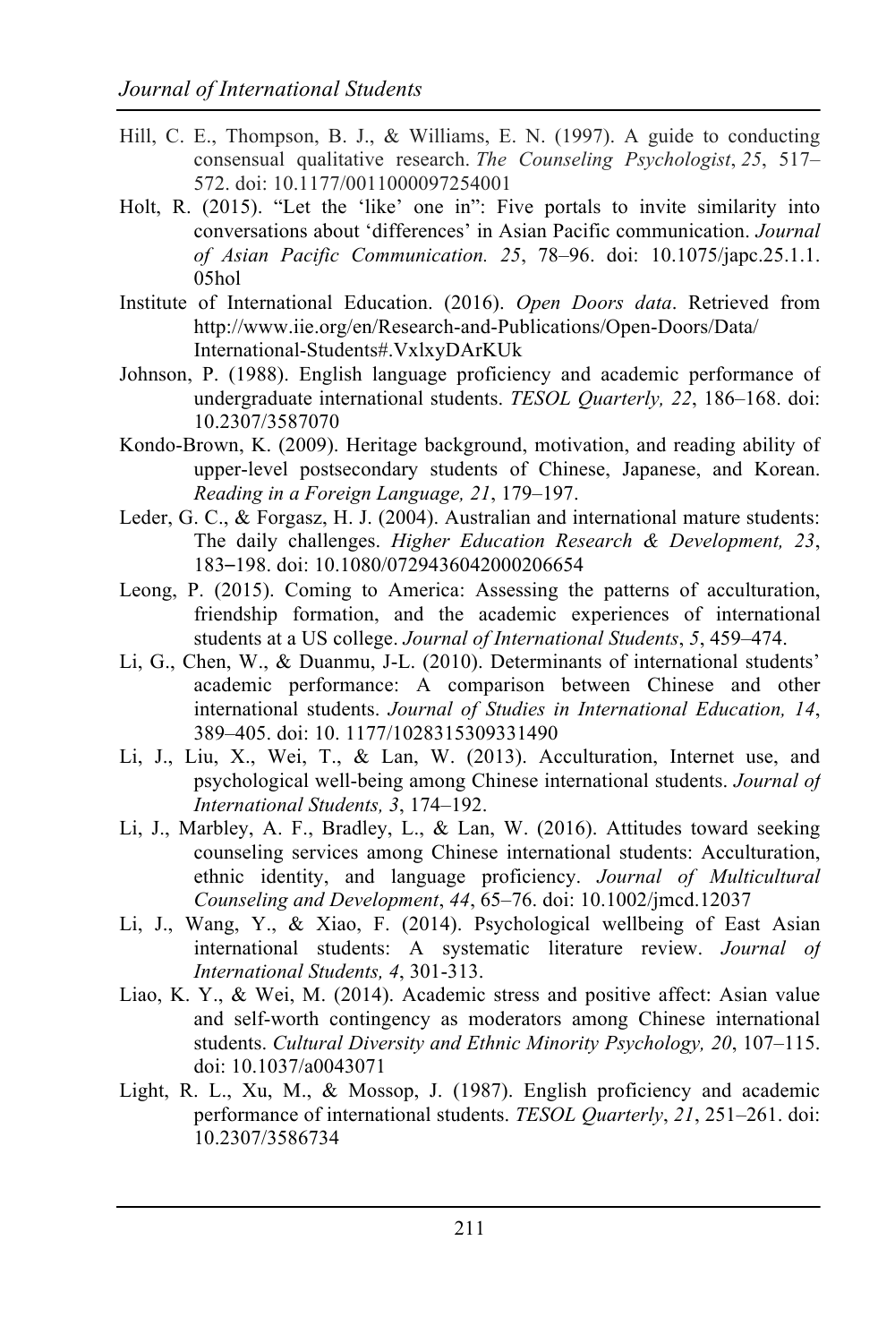Hill, C. E., Thompson, B. J., & Williams, E. N. (1997). A guide to conducting consensual qualitative research. *The Counseling Psychologist*, *25*, 517–572. doi: 10.1177/0011000097254001

Holt, R. (2015). "Let the 'like' one in": Five portals to invite similarity into conversations about 'differences' in Asian Pacific communication. *Journal of Asian Pacific Communication. 25*, 78–96. doi: 10.1075/japc.25.1.1.05hol

Institute of International Education. (2016). *Open Doors data*. Retrieved from http://www.iie.org/en/Research-and-Publications/Open-Doors/Data/International-Students#.VxlxyDArKUk

Johnson, P. (1988). English language proficiency and academic performance of undergraduate international students. *TESOL Quarterly, 22*, 186–168. doi: 10.2307/3587070

Kondo-Brown, K. (2009). Heritage background, motivation, and reading ability of upper-level postsecondary students of Chinese, Japanese, and Korean. *Reading in a Foreign Language, 21*, 179–197.

Leder, G. C., & Forgasz, H. J. (2004). Australian and international mature students: The daily challenges. *Higher Education Research & Development, 23*, 183–198. doi: 10.1080/0729436042000206654

Leong, P. (2015). Coming to America: Assessing the patterns of acculturation, friendship formation, and the academic experiences of international students at a US college. *Journal of International Students*, *5*, 459–474.

Li, G., Chen, W., & Duanmu, J-L. (2010). Determinants of international students' academic performance: A comparison between Chinese and other international students. *Journal of Studies in International Education, 14*, 389–405. doi: 10. 1177/1028315309331490

Li, J., Liu, X., Wei, T., & Lan, W. (2013). Acculturation, Internet use, and psychological well-being among Chinese international students. *Journal of International Students, 3*, 174–192.

Li, J., Marbley, A. F., Bradley, L., & Lan, W. (2016). Attitudes toward seeking counseling services among Chinese international students: Acculturation, ethnic identity, and language proficiency. *Journal of Multicultural Counseling and Development*, *44*, 65–76. doi: 10.1002/jmcd.12037

Li, J., Wang, Y., & Xiao, F. (2014). Psychological wellbeing of East Asian international students: A systematic literature review. *Journal of International Students, 4*, 301-313.

Liao, K. Y., & Wei, M. (2014). Academic stress and positive affect: Asian value and self-worth contingency as moderators among Chinese international students. *Cultural Diversity and Ethnic Minority Psychology, 20*, 107–115. doi: 10.1037/a0043071

Light, R. L., Xu, M., & Mossop, J. (1987). English proficiency and academic performance of international students. *TESOL Quarterly*, *21*, 251–261. doi: 10.2307/3586734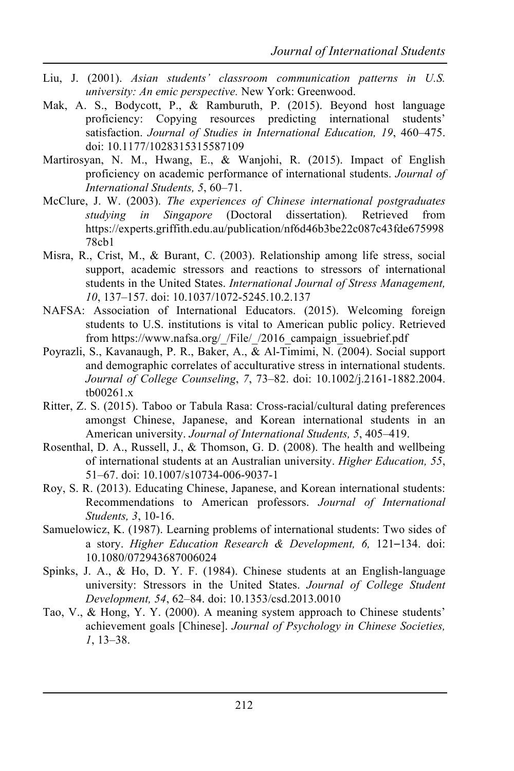Liu, J. (2001). *Asian students' classroom communication patterns in U.S. university: An emic perspective.* New York: Greenwood.

Mak, A. S., Bodycott, P., & Ramburuth, P. (2015). Beyond host language proficiency: Copying resources predicting international students' satisfaction. *Journal of Studies in International Education, 19*, 460–475. doi: 10.1177/1028315315587109

Martirosyan, N. M., Hwang, E., & Wanjohi, R. (2015). Impact of English proficiency on academic performance of international students. *Journal of International Students, 5*, 60–71.

McClure, J. W. (2003). *The experiences of Chinese international postgraduates studying in Singapore* (Doctoral dissertation). Retrieved from https://experts.griffith.edu.au/publication/nf6d46b3be22c087c43fde67599878cb1

Misra, R., Crist, M., & Burant, C. (2003). Relationship among life stress, social support, academic stressors and reactions to stressors of international students in the United States. *International Journal of Stress Management, 10*, 137–157. doi: 10.1037/1072-5245.10.2.137

NAFSA: Association of International Educators. (2015). Welcoming foreign students to U.S. institutions is vital to American public policy. Retrieved from https://www.nafsa.org/_/File/_/2016_campaign_issuebrief.pdf

Poyrazli, S., Kavanaugh, P. R., Baker, A., & Al-Timimi, N. (2004). Social support and demographic correlates of acculturative stress in international students. *Journal of College Counseling*, *7*, 73–82. doi: 10.1002/j.2161-1882.2004.tb00261.x

Ritter, Z. S. (2015). Taboo or Tabula Rasa: Cross-racial/cultural dating preferences amongst Chinese, Japanese, and Korean international students in an American university. *Journal of International Students, 5*, 405–419.

Rosenthal, D. A., Russell, J., & Thomson, G. D. (2008). The health and wellbeing of international students at an Australian university. *Higher Education, 55*, 51–67. doi: 10.1007/s10734-006-9037-1

Roy, S. R. (2013). Educating Chinese, Japanese, and Korean international students: Recommendations to American professors. *Journal of International Students, 3*, 10-16.

Samuelowicz, K. (1987). Learning problems of international students: Two sides of a story. *Higher Education Research & Development, 6,* 121–134. doi: 10.1080/072943687006024

Spinks, J. A., & Ho, D. Y. F. (1984). Chinese students at an English-language university: Stressors in the United States. *Journal of College Student Development, 54*, 62–84. doi: 10.1353/csd.2013.0010

Tao, V., & Hong, Y. Y. (2000). A meaning system approach to Chinese students' achievement goals [Chinese]. *Journal of Psychology in Chinese Societies, 1*, 13–38.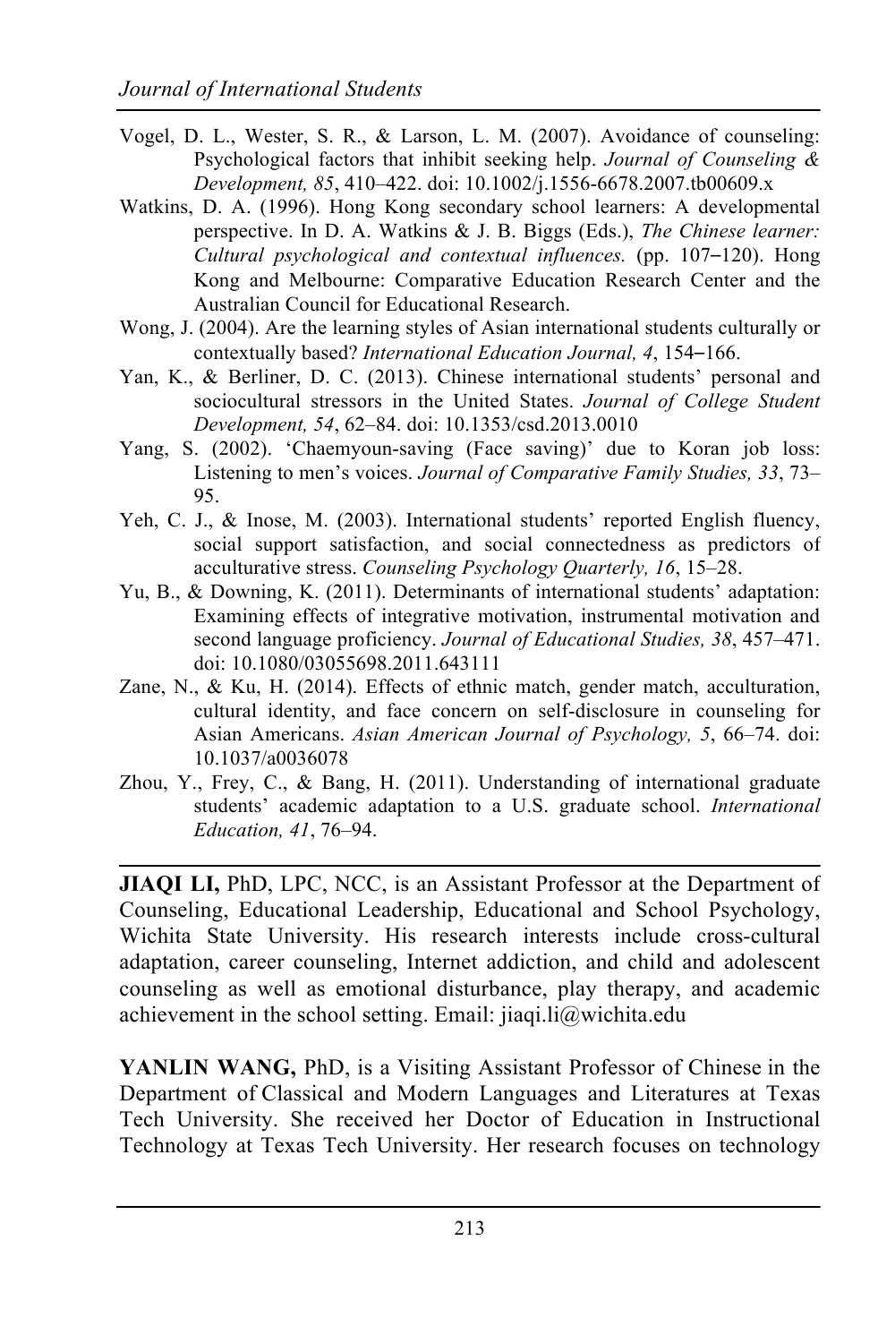Vogel, D. L., Wester, S. R., & Larson, L. M. (2007). Avoidance of counseling: Psychological factors that inhibit seeking help. *Journal of Counseling & Development, 85*, 410–422. doi: 10.1002/j.1556-6678.2007.tb00609.x

Watkins, D. A. (1996). Hong Kong secondary school learners: A developmental perspective. In D. A. Watkins & J. B. Biggs (Eds.), *The Chinese learner: Cultural psychological and contextual influences.* (pp. 107–120). Hong Kong and Melbourne: Comparative Education Research Center and the Australian Council for Educational Research.

Wong, J. (2004). Are the learning styles of Asian international students culturally or contextually based? *International Education Journal, 4*, 154–166.

Yan, K., & Berliner, D. C. (2013). Chinese international students' personal and sociocultural stressors in the United States. *Journal of College Student Development, 54*, 62–84. doi: 10.1353/csd.2013.0010

Yang, S. (2002). 'Chaemyoun-saving (Face saving)' due to Koran job loss: Listening to men's voices. *Journal of Comparative Family Studies, 33*, 73–95.

Yeh, C. J., & Inose, M. (2003). International students' reported English fluency, social support satisfaction, and social connectedness as predictors of acculturative stress. *Counseling Psychology Quarterly, 16*, 15–28.

Yu, B., & Downing, K. (2011). Determinants of international students' adaptation: Examining effects of integrative motivation, instrumental motivation and second language proficiency. *Journal of Educational Studies, 38*, 457–471. doi: 10.1080/03055698.2011.643111

Zane, N., & Ku, H. (2014). Effects of ethnic match, gender match, acculturation, cultural identity, and face concern on self-disclosure in counseling for Asian Americans. *Asian American Journal of Psychology, 5*, 66–74. doi: 10.1037/a0036078

Zhou, Y., Frey, C., & Bang, H. (2011). Understanding of international graduate students' academic adaptation to a U.S. graduate school. *International Education, 41*, 76–94.

---

**JIAQI LI,** PhD, LPC, NCC, is an Assistant Professor at the Department of Counseling, Educational Leadership, Educational and School Psychology, Wichita State University. His research interests include cross-cultural adaptation, career counseling, Internet addiction, and child and adolescent counseling as well as emotional disturbance, play therapy, and academic achievement in the school setting. Email: jiaqi.li@wichita.edu

**YANLIN WANG,** PhD, is a Visiting Assistant Professor of Chinese in the Department of Classical and Modern Languages and Literatures at Texas Tech University. She received her Doctor of Education in Instructional Technology at Texas Tech University. Her research focuses on technology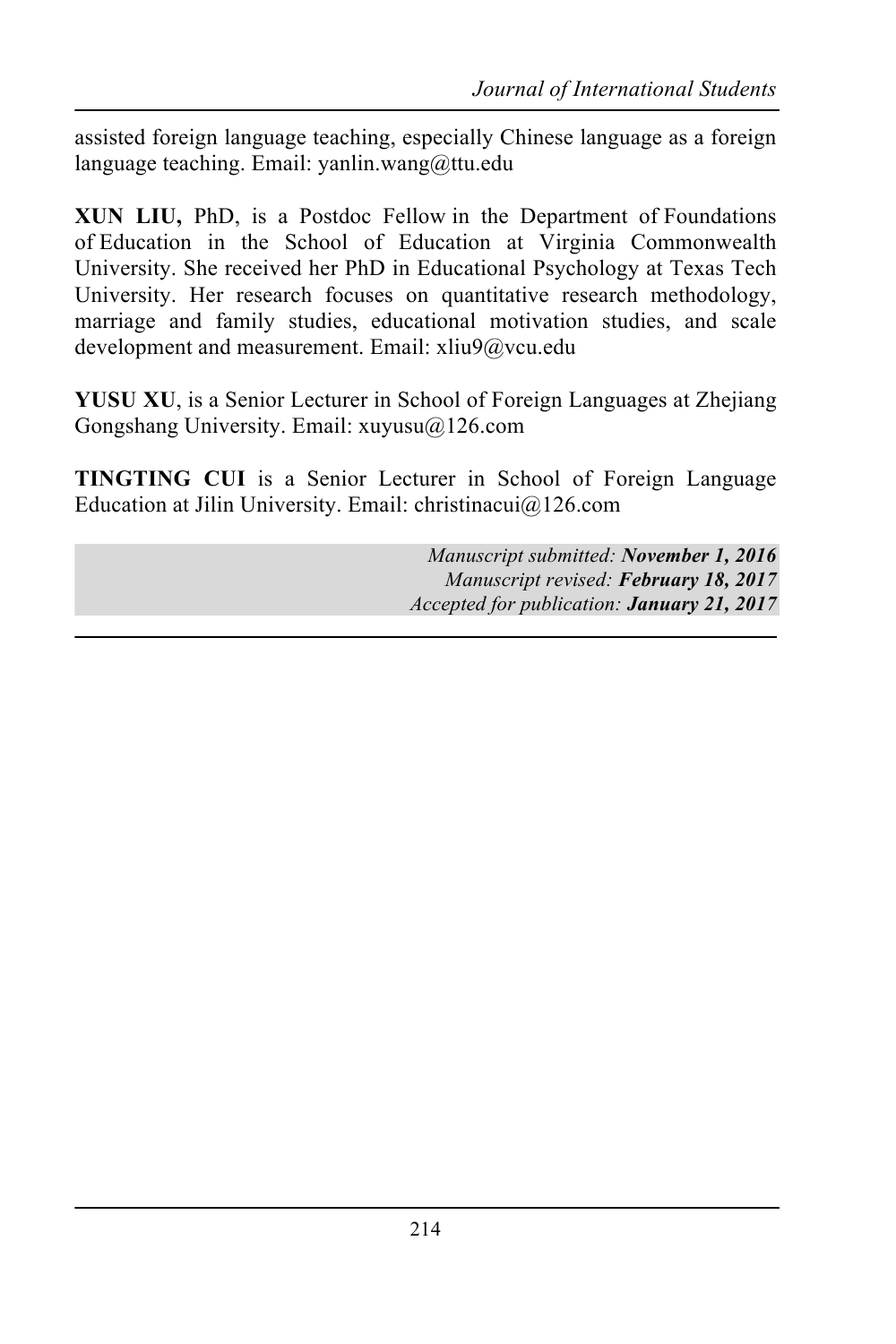assisted foreign language teaching, especially Chinese language as a foreign language teaching. Email: yanlin.wang@ttu.edu

**XUN LIU,** PhD, is a Postdoc Fellow in the Department of Foundations of Education in the School of Education at Virginia Commonwealth University. She received her PhD in Educational Psychology at Texas Tech University. Her research focuses on quantitative research methodology, marriage and family studies, educational motivation studies, and scale development and measurement. Email: xliu9@vcu.edu

**YUSU XU**, is a Senior Lecturer in School of Foreign Languages at Zhejiang Gongshang University. Email: xuyusu@126.com

**TINGTING CUI** is a Senior Lecturer in School of Foreign Language Education at Jilin University. Email: christinacui@126.com

*Manuscript submitted:* ***November 1, 2016***
*Manuscript revised:* ***February 18, 2017***
*Accepted for publication:* ***January 21, 2017***